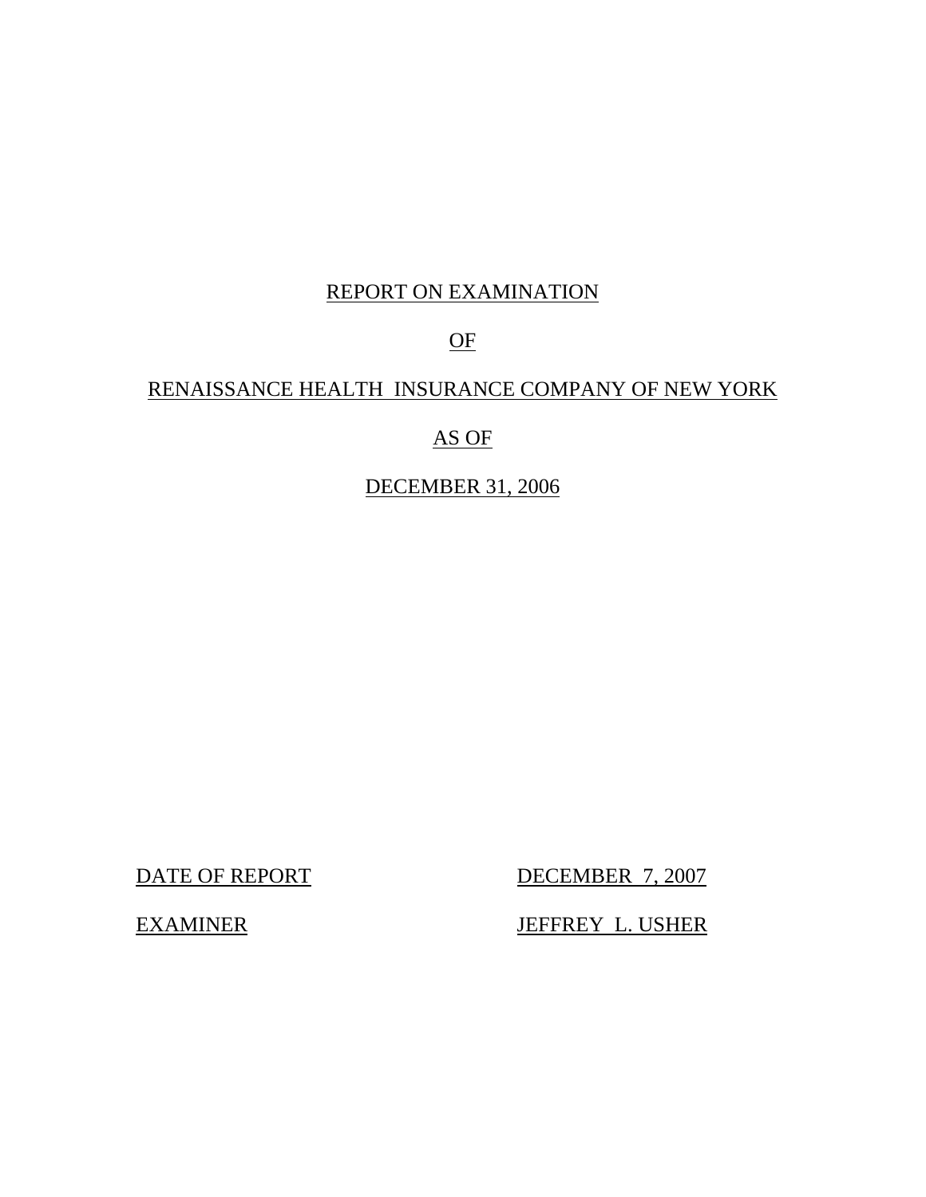# REPORT ON EXAMINATION

# OF

# RENAISSANCE HEALTH INSURANCE COMPANY OF NEW YORK

# AS OF

# DECEMBER 31, 2006

| DATE OF REPORT | DECEMBER 7, 2007 |
| --- | --- |
| EXAMINER | JEFFREY L. USHER |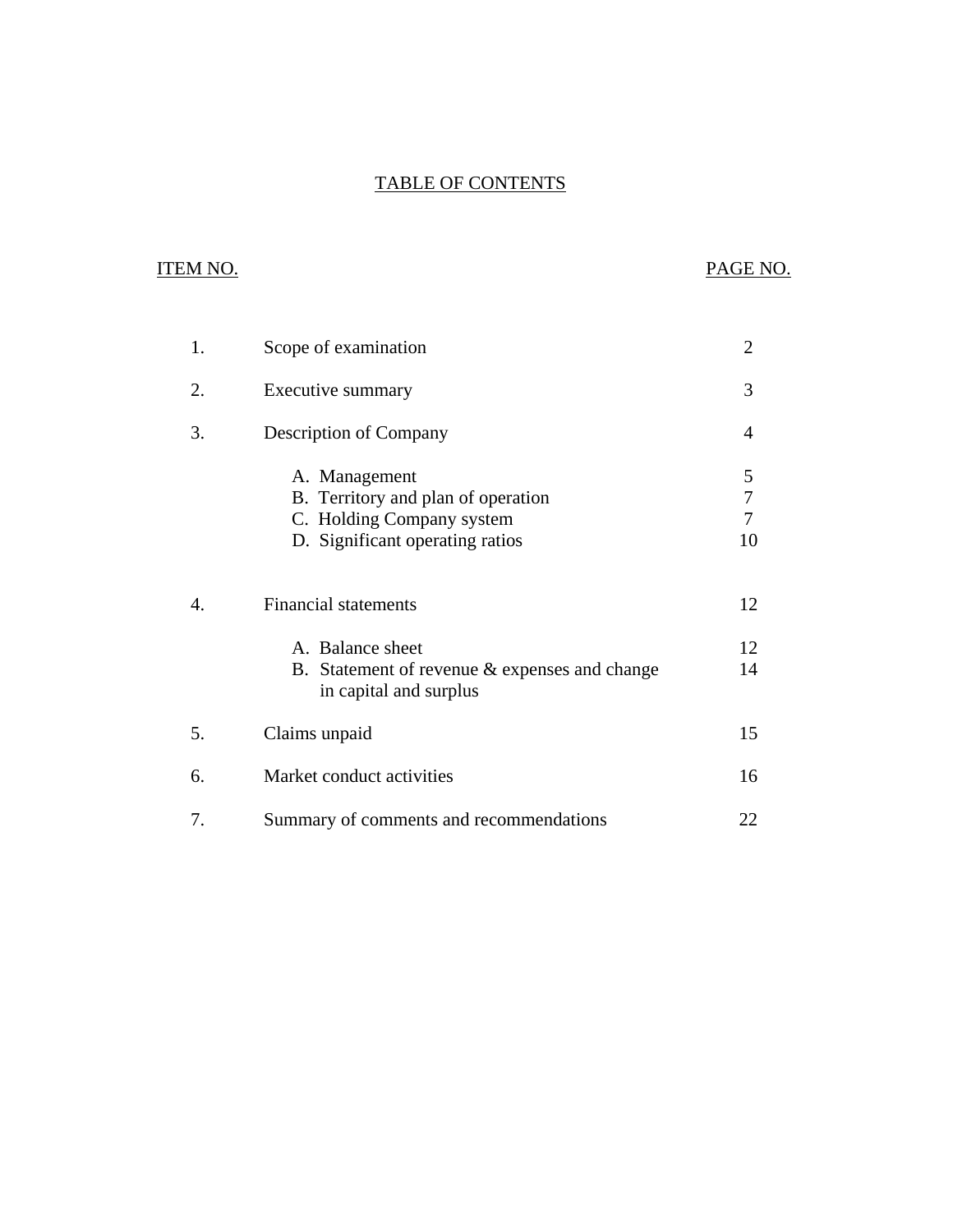# TABLE OF CONTENTS

| ITEM NO. | | PAGE NO. |
|---|---|---|
| 1. | Scope of examination | 2 |
| 2. | Executive summary | 3 |
| 3. | Description of Company | 4 |
| | A. Management | 5 |
| | B. Territory and plan of operation | 7 |
| | C. Holding Company system | 7 |
| | D. Significant operating ratios | 10 |
| 4. | Financial statements | 12 |
| | A. Balance sheet | 12 |
| | B. Statement of revenue & expenses and change in capital and surplus | 14 |
| 5. | Claims unpaid | 15 |
| 6. | Market conduct activities | 16 |
| 7. | Summary of comments and recommendations | 22 |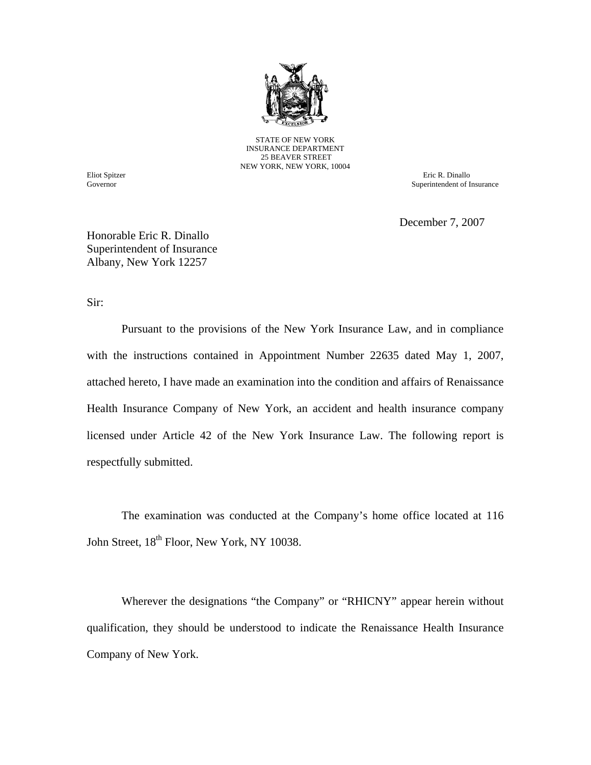STATE OF NEW YORK
INSURANCE DEPARTMENT
25 BEAVER STREET
NEW YORK, NEW YORK, 10004

Eliot Spitzer
Governor

Eric R. Dinallo
Superintendent of Insurance

December 7, 2007

Honorable Eric R. Dinallo
Superintendent of Insurance
Albany, New York 12257

Sir:

Pursuant to the provisions of the New York Insurance Law, and in compliance with the instructions contained in Appointment Number 22635 dated May 1, 2007, attached hereto, I have made an examination into the condition and affairs of Renaissance Health Insurance Company of New York, an accident and health insurance company licensed under Article 42 of the New York Insurance Law. The following report is respectfully submitted.

The examination was conducted at the Company's home office located at 116 John Street, 18th Floor, New York, NY 10038.

Wherever the designations "the Company" or "RHICNY" appear herein without qualification, they should be understood to indicate the Renaissance Health Insurance Company of New York.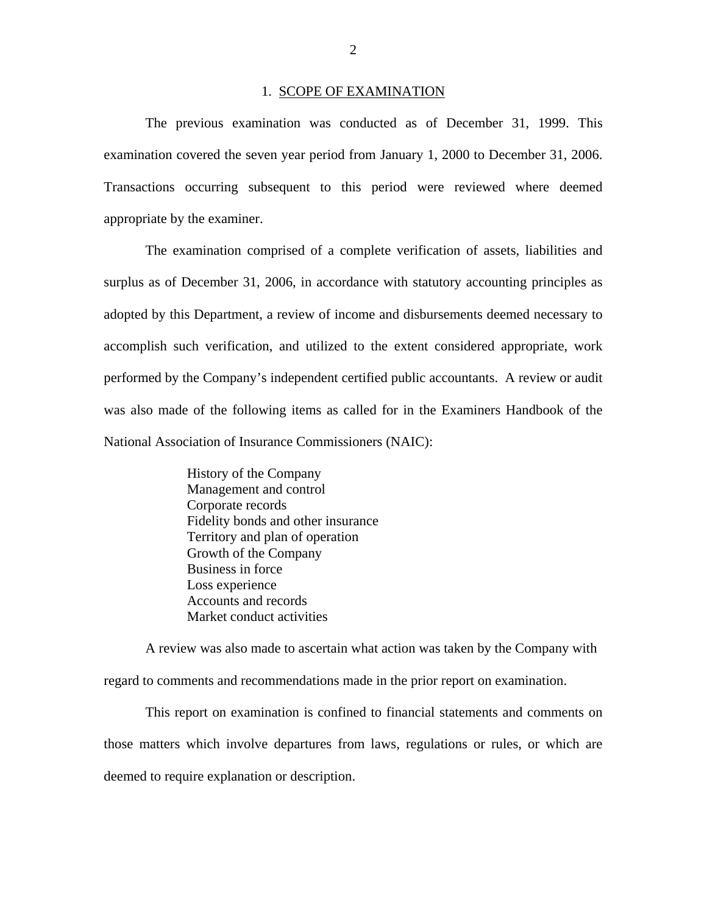## 1. SCOPE OF EXAMINATION

The previous examination was conducted as of December 31, 1999. This examination covered the seven year period from January 1, 2000 to December 31, 2006. Transactions occurring subsequent to this period were reviewed where deemed appropriate by the examiner.

The examination comprised of a complete verification of assets, liabilities and surplus as of December 31, 2006, in accordance with statutory accounting principles as adopted by this Department, a review of income and disbursements deemed necessary to accomplish such verification, and utilized to the extent considered appropriate, work performed by the Company's independent certified public accountants. A review or audit was also made of the following items as called for in the Examiners Handbook of the National Association of Insurance Commissioners (NAIC):

History of the Company
Management and control
Corporate records
Fidelity bonds and other insurance
Territory and plan of operation
Growth of the Company
Business in force
Loss experience
Accounts and records
Market conduct activities

A review was also made to ascertain what action was taken by the Company with regard to comments and recommendations made in the prior report on examination.

This report on examination is confined to financial statements and comments on those matters which involve departures from laws, regulations or rules, or which are deemed to require explanation or description.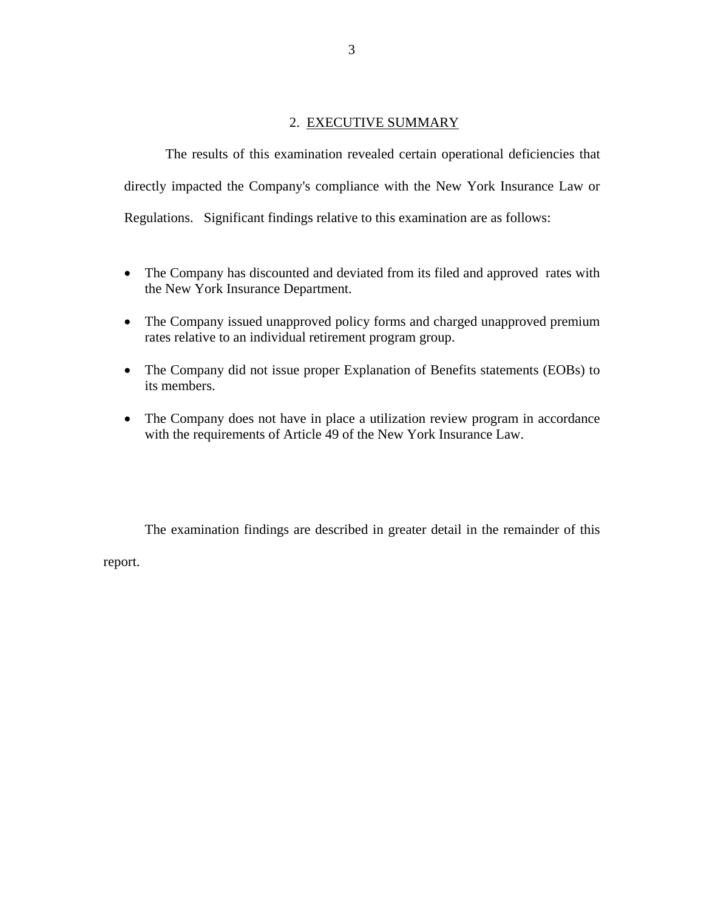## 2. EXECUTIVE SUMMARY

The results of this examination revealed certain operational deficiencies that directly impacted the Company's compliance with the New York Insurance Law or Regulations. Significant findings relative to this examination are as follows:

- The Company has discounted and deviated from its filed and approved rates with the New York Insurance Department.
- The Company issued unapproved policy forms and charged unapproved premium rates relative to an individual retirement program group.
- The Company did not issue proper Explanation of Benefits statements (EOBs) to its members.
- The Company does not have in place a utilization review program in accordance with the requirements of Article 49 of the New York Insurance Law.

The examination findings are described in greater detail in the remainder of this report.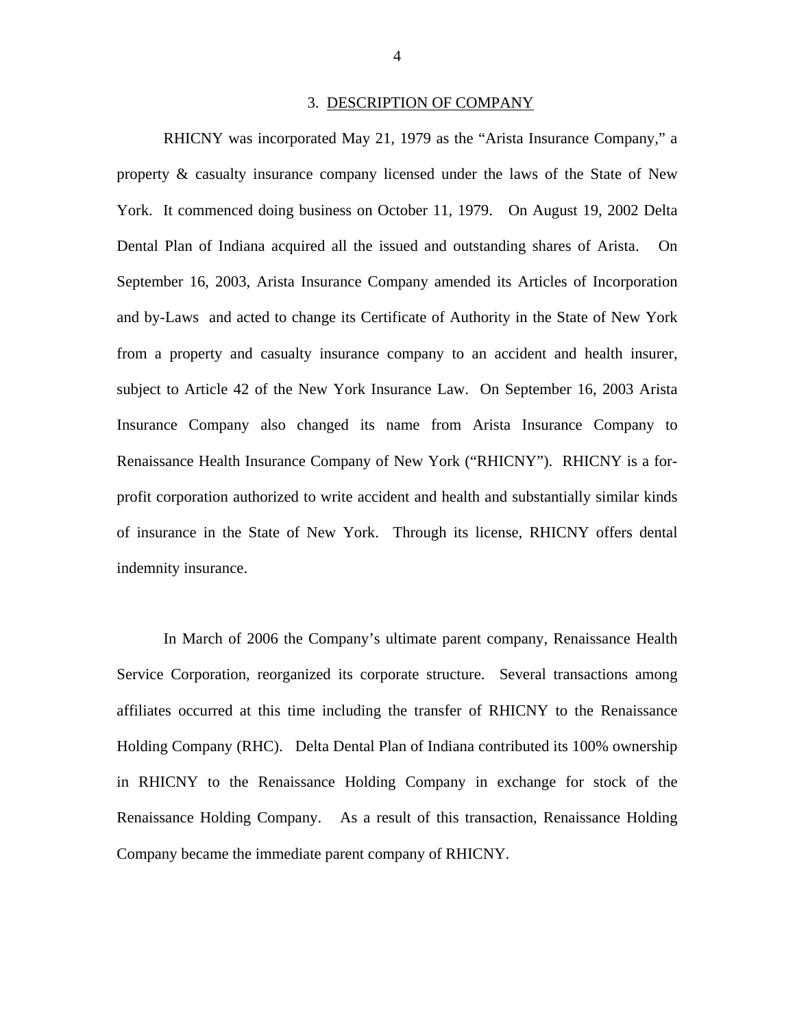## 3. DESCRIPTION OF COMPANY

RHICNY was incorporated May 21, 1979 as the "Arista Insurance Company," a property & casualty insurance company licensed under the laws of the State of New York. It commenced doing business on October 11, 1979. On August 19, 2002 Delta Dental Plan of Indiana acquired all the issued and outstanding shares of Arista. On September 16, 2003, Arista Insurance Company amended its Articles of Incorporation and by-Laws and acted to change its Certificate of Authority in the State of New York from a property and casualty insurance company to an accident and health insurer, subject to Article 42 of the New York Insurance Law. On September 16, 2003 Arista Insurance Company also changed its name from Arista Insurance Company to Renaissance Health Insurance Company of New York ("RHICNY"). RHICNY is a for-profit corporation authorized to write accident and health and substantially similar kinds of insurance in the State of New York. Through its license, RHICNY offers dental indemnity insurance.

In March of 2006 the Company's ultimate parent company, Renaissance Health Service Corporation, reorganized its corporate structure. Several transactions among affiliates occurred at this time including the transfer of RHICNY to the Renaissance Holding Company (RHC). Delta Dental Plan of Indiana contributed its 100% ownership in RHICNY to the Renaissance Holding Company in exchange for stock of the Renaissance Holding Company. As a result of this transaction, Renaissance Holding Company became the immediate parent company of RHICNY.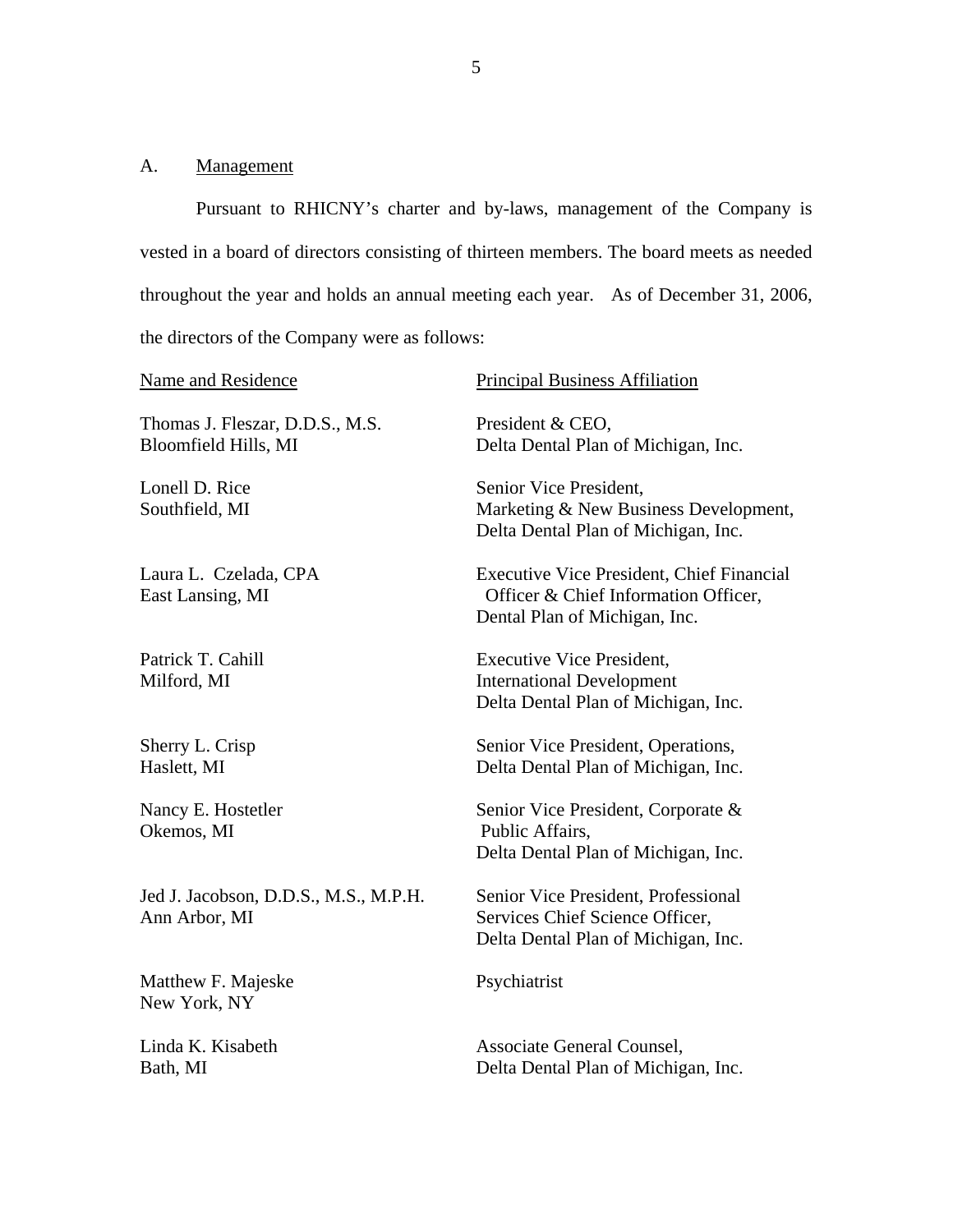## A. Management

Pursuant to RHICNY's charter and by-laws, management of the Company is vested in a board of directors consisting of thirteen members. The board meets as needed throughout the year and holds an annual meeting each year. As of December 31, 2006, the directors of the Company were as follows:

| Name and Residence | Principal Business Affiliation |
|---|---|
| Thomas J. Fleszar, D.D.S., M.S.<br>Bloomfield Hills, MI | President & CEO,<br>Delta Dental Plan of Michigan, Inc. |
| Lonell D. Rice<br>Southfield, MI | Senior Vice President,<br>Marketing & New Business Development,<br>Delta Dental Plan of Michigan, Inc. |
| Laura L. Czelada, CPA<br>East Lansing, MI | Executive Vice President, Chief Financial Officer & Chief Information Officer,<br>Dental Plan of Michigan, Inc. |
| Patrick T. Cahill<br>Milford, MI | Executive Vice President,<br>International Development<br>Delta Dental Plan of Michigan, Inc. |
| Sherry L. Crisp<br>Haslett, MI | Senior Vice President, Operations,<br>Delta Dental Plan of Michigan, Inc. |
| Nancy E. Hostetler<br>Okemos, MI | Senior Vice President, Corporate & Public Affairs,<br>Delta Dental Plan of Michigan, Inc. |
| Jed J. Jacobson, D.D.S., M.S., M.P.H.<br>Ann Arbor, MI | Senior Vice President, Professional Services Chief Science Officer,<br>Delta Dental Plan of Michigan, Inc. |
| Matthew F. Majeske<br>New York, NY | Psychiatrist |
| Linda K. Kisabeth<br>Bath, MI | Associate General Counsel,<br>Delta Dental Plan of Michigan, Inc. |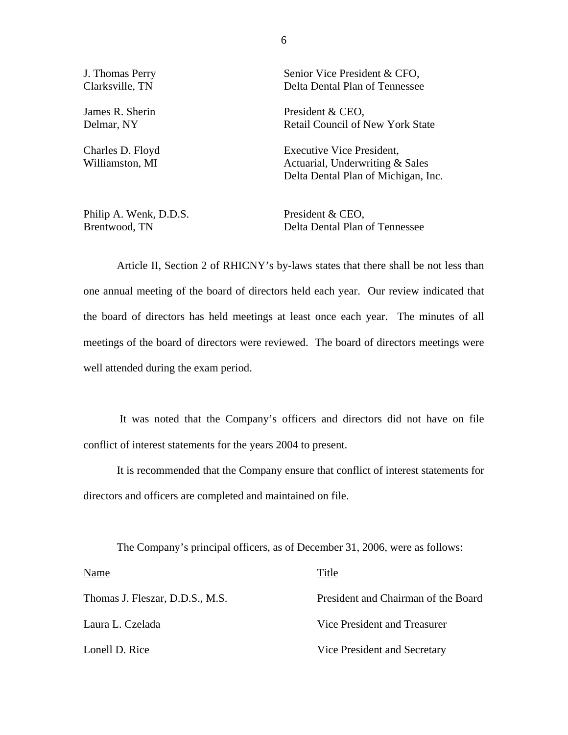| | |
|---|---|
| J. Thomas Perry<br>Clarksville, TN | Senior Vice President & CFO,<br>Delta Dental Plan of Tennessee |
| James R. Sherin<br>Delmar, NY | President & CEO,<br>Retail Council of New York State |
| Charles D. Floyd<br>Williamston, MI | Executive Vice President,<br>Actuarial, Underwriting & Sales<br>Delta Dental Plan of Michigan, Inc. |
| Philip A. Wenk, D.D.S.<br>Brentwood, TN | President & CEO,<br>Delta Dental Plan of Tennessee |

Article II, Section 2 of RHICNY's by-laws states that there shall be not less than one annual meeting of the board of directors held each year. Our review indicated that the board of directors has held meetings at least once each year. The minutes of all meetings of the board of directors were reviewed. The board of directors meetings were well attended during the exam period.

It was noted that the Company's officers and directors did not have on file conflict of interest statements for the years 2004 to present.

It is recommended that the Company ensure that conflict of interest statements for directors and officers are completed and maintained on file.

The Company's principal officers, as of December 31, 2006, were as follows:

| Name | Title |
|---|---|
| Thomas J. Fleszar, D.D.S., M.S. | President and Chairman of the Board |
| Laura L. Czelada | Vice President and Treasurer |
| Lonell D. Rice | Vice President and Secretary |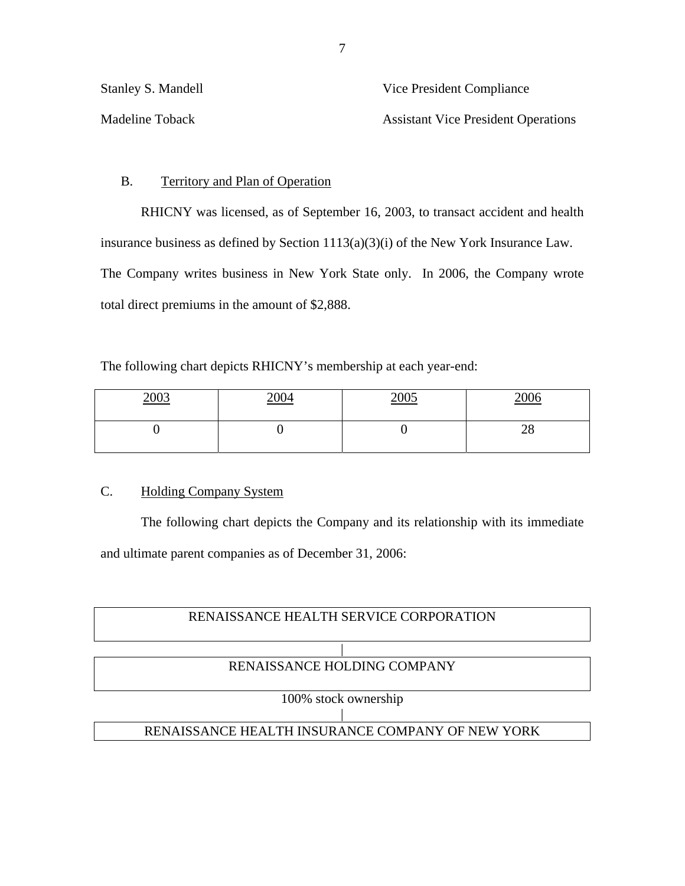| | |
|---|---|
| Stanley S. Mandell | Vice President Compliance |
| Madeline Toback | Assistant Vice President Operations |

## B. Territory and Plan of Operation

RHICNY was licensed, as of September 16, 2003, to transact accident and health insurance business as defined by Section 1113(a)(3)(i) of the New York Insurance Law. The Company writes business in New York State only. In 2006, the Company wrote total direct premiums in the amount of $2,888.

The following chart depicts RHICNY's membership at each year-end:

| 2003 | 2004 | 2005 | 2006 |
|---|---|---|---|
| 0 | 0 | 0 | 28 |

## C. Holding Company System

The following chart depicts the Company and its relationship with its immediate and ultimate parent companies as of December 31, 2006:

RENAISSANCE HEALTH SERVICE CORPORATION

|

RENAISSANCE HOLDING COMPANY

100% stock ownership

|

RENAISSANCE HEALTH INSURANCE COMPANY OF NEW YORK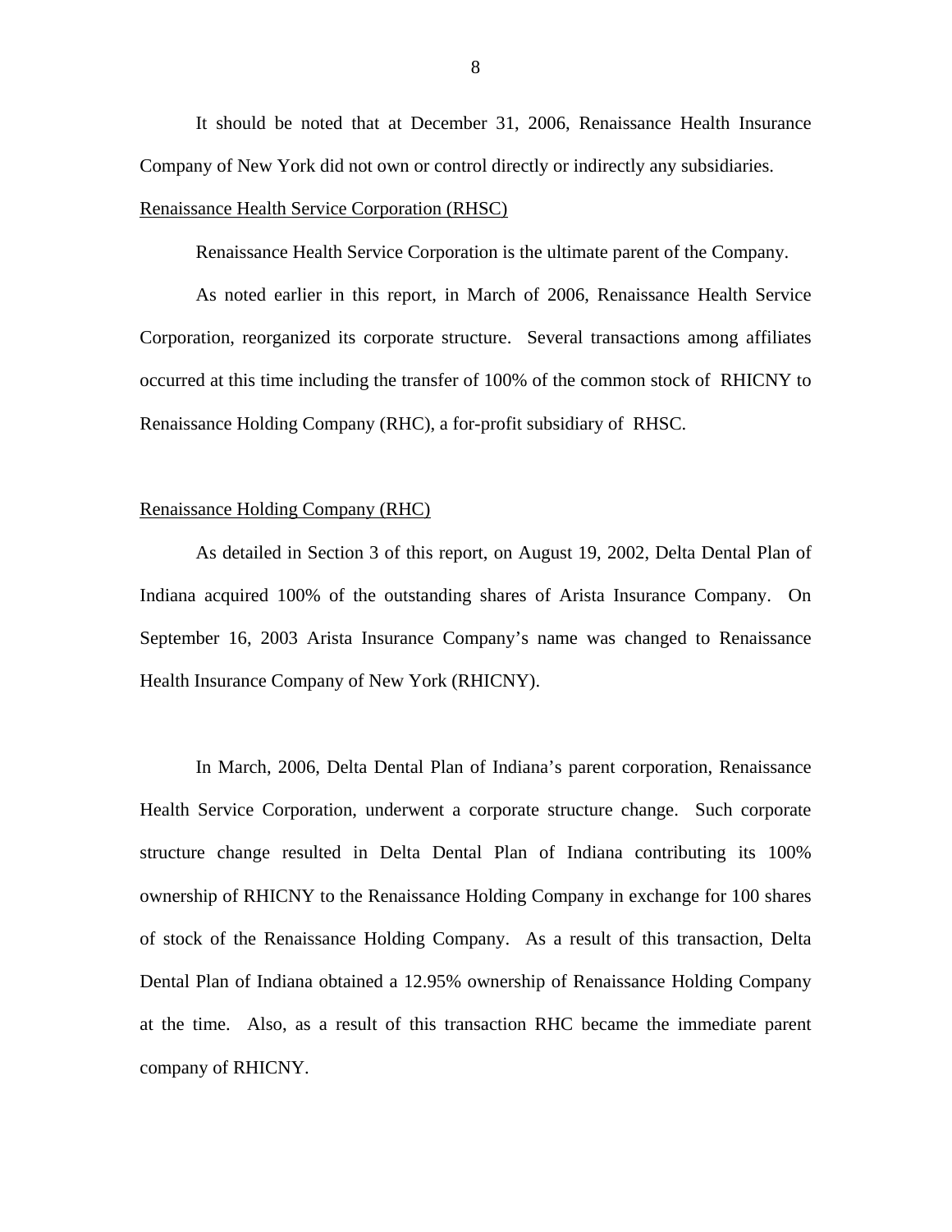It should be noted that at December 31, 2006, Renaissance Health Insurance Company of New York did not own or control directly or indirectly any subsidiaries.

Renaissance Health Service Corporation (RHSC)

Renaissance Health Service Corporation is the ultimate parent of the Company.

As noted earlier in this report, in March of 2006, Renaissance Health Service Corporation, reorganized its corporate structure. Several transactions among affiliates occurred at this time including the transfer of 100% of the common stock of RHICNY to Renaissance Holding Company (RHC), a for-profit subsidiary of RHSC.

Renaissance Holding Company (RHC)

As detailed in Section 3 of this report, on August 19, 2002, Delta Dental Plan of Indiana acquired 100% of the outstanding shares of Arista Insurance Company. On September 16, 2003 Arista Insurance Company's name was changed to Renaissance Health Insurance Company of New York (RHICNY).

In March, 2006, Delta Dental Plan of Indiana's parent corporation, Renaissance Health Service Corporation, underwent a corporate structure change. Such corporate structure change resulted in Delta Dental Plan of Indiana contributing its 100% ownership of RHICNY to the Renaissance Holding Company in exchange for 100 shares of stock of the Renaissance Holding Company. As a result of this transaction, Delta Dental Plan of Indiana obtained a 12.95% ownership of Renaissance Holding Company at the time. Also, as a result of this transaction RHC became the immediate parent company of RHICNY.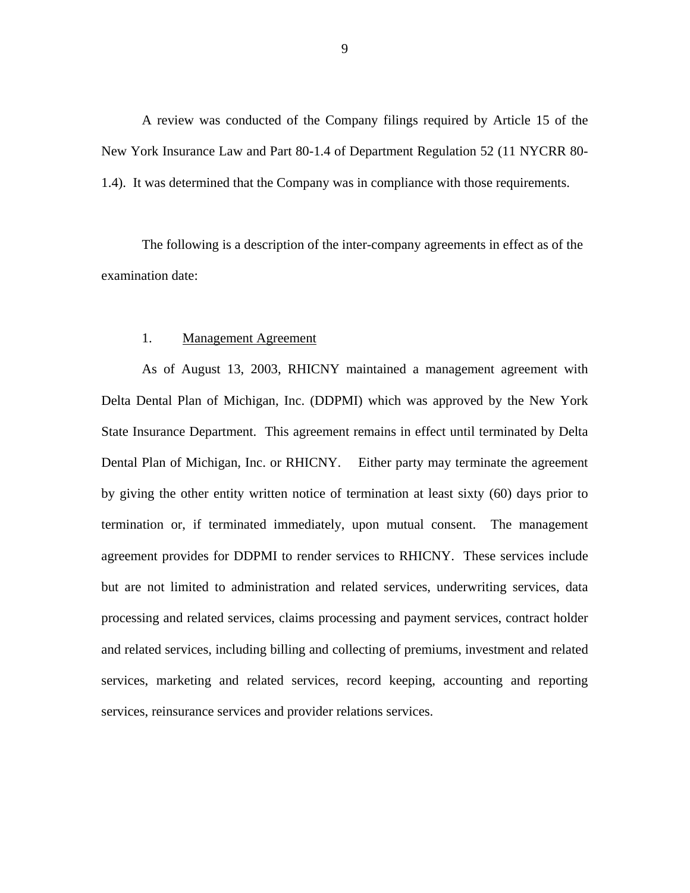A review was conducted of the Company filings required by Article 15 of the New York Insurance Law and Part 80-1.4 of Department Regulation 52 (11 NYCRR 80-1.4). It was determined that the Company was in compliance with those requirements.

The following is a description of the inter-company agreements in effect as of the examination date:

1. <u>Management Agreement</u>

As of August 13, 2003, RHICNY maintained a management agreement with Delta Dental Plan of Michigan, Inc. (DDPMI) which was approved by the New York State Insurance Department. This agreement remains in effect until terminated by Delta Dental Plan of Michigan, Inc. or RHICNY. Either party may terminate the agreement by giving the other entity written notice of termination at least sixty (60) days prior to termination or, if terminated immediately, upon mutual consent. The management agreement provides for DDPMI to render services to RHICNY. These services include but are not limited to administration and related services, underwriting services, data processing and related services, claims processing and payment services, contract holder and related services, including billing and collecting of premiums, investment and related services, marketing and related services, record keeping, accounting and reporting services, reinsurance services and provider relations services.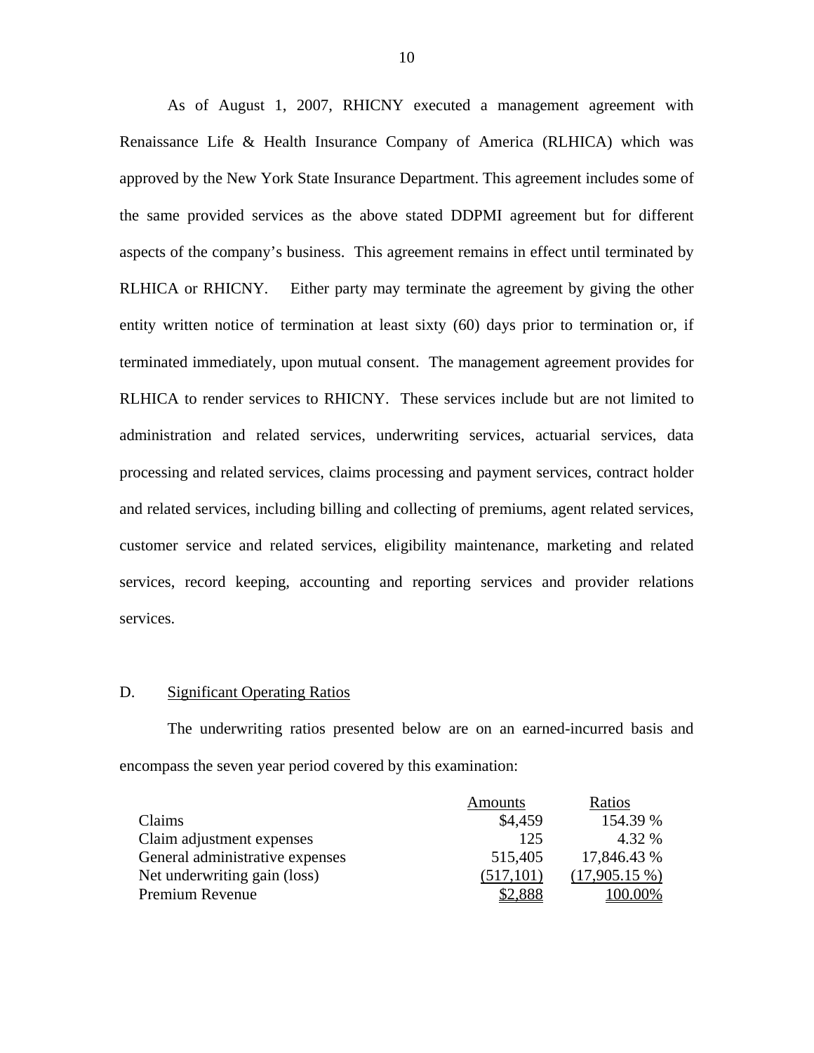As of August 1, 2007, RHICNY executed a management agreement with Renaissance Life & Health Insurance Company of America (RLHICA) which was approved by the New York State Insurance Department. This agreement includes some of the same provided services as the above stated DDPMI agreement but for different aspects of the company's business. This agreement remains in effect until terminated by RLHICA or RHICNY. Either party may terminate the agreement by giving the other entity written notice of termination at least sixty (60) days prior to termination or, if terminated immediately, upon mutual consent. The management agreement provides for RLHICA to render services to RHICNY. These services include but are not limited to administration and related services, underwriting services, actuarial services, data processing and related services, claims processing and payment services, contract holder and related services, including billing and collecting of premiums, agent related services, customer service and related services, eligibility maintenance, marketing and related services, record keeping, accounting and reporting services and provider relations services.

## D. Significant Operating Ratios

The underwriting ratios presented below are on an earned-incurred basis and encompass the seven year period covered by this examination:

| | Amounts | Ratios |
|---|---|---|
| Claims | $4,459 | 154.39 % |
| Claim adjustment expenses | 125 | 4.32 % |
| General administrative expenses | 515,405 | 17,846.43 % |
| Net underwriting gain (loss) | (517,101) | (17,905.15 %) |
| Premium Revenue | $2,888 | 100.00% |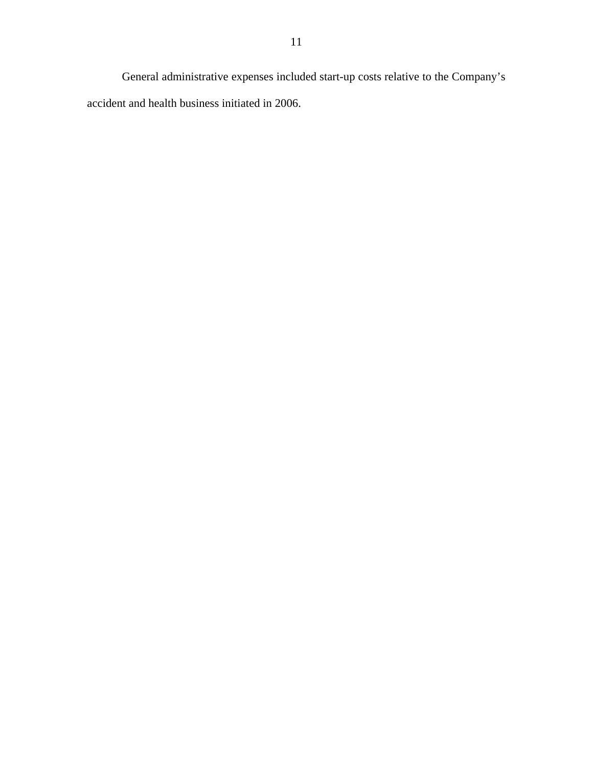General administrative expenses included start-up costs relative to the Company's accident and health business initiated in 2006.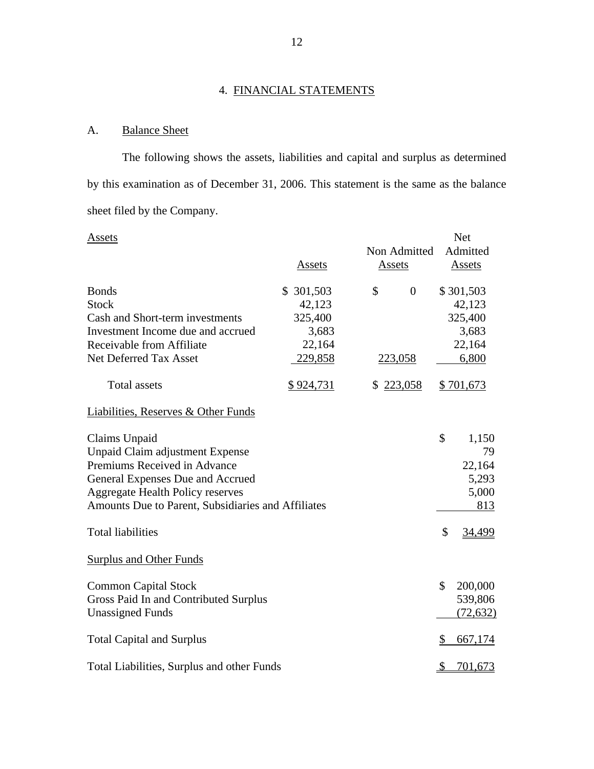## 4. FINANCIAL STATEMENTS

### A. Balance Sheet

The following shows the assets, liabilities and capital and surplus as determined by this examination as of December 31, 2006. This statement is the same as the balance sheet filed by the Company.

| Assets | Assets | Non Admitted Assets | Net Admitted Assets |
|---|---|---|---|
| Bonds | $ 301,503 | $ 0 | $ 301,503 |
| Stock | 42,123 | | 42,123 |
| Cash and Short-term investments | 325,400 | | 325,400 |
| Investment Income due and accrued | 3,683 | | 3,683 |
| Receivable from Affiliate | 22,164 | | 22,164 |
| Net Deferred Tax Asset | 229,858 | 223,058 | 6,800 |
| Total assets | $ 924,731 | $ 223,058 | $ 701,673 |

| Liabilities, Reserves & Other Funds | |
|---|---|
| Claims Unpaid | $ 1,150 |
| Unpaid Claim adjustment Expense | 79 |
| Premiums Received in Advance | 22,164 |
| General Expenses Due and Accrued | 5,293 |
| Aggregate Health Policy reserves | 5,000 |
| Amounts Due to Parent, Subsidiaries and Affiliates | 813 |
| Total liabilities | $ 34,499 |
| **Surplus and Other Funds** | |
| Common Capital Stock | $ 200,000 |
| Gross Paid In and Contributed Surplus | 539,806 |
| Unassigned Funds | (72,632) |
| Total Capital and Surplus | $ 667,174 |
| Total Liabilities, Surplus and other Funds | $ 701,673 |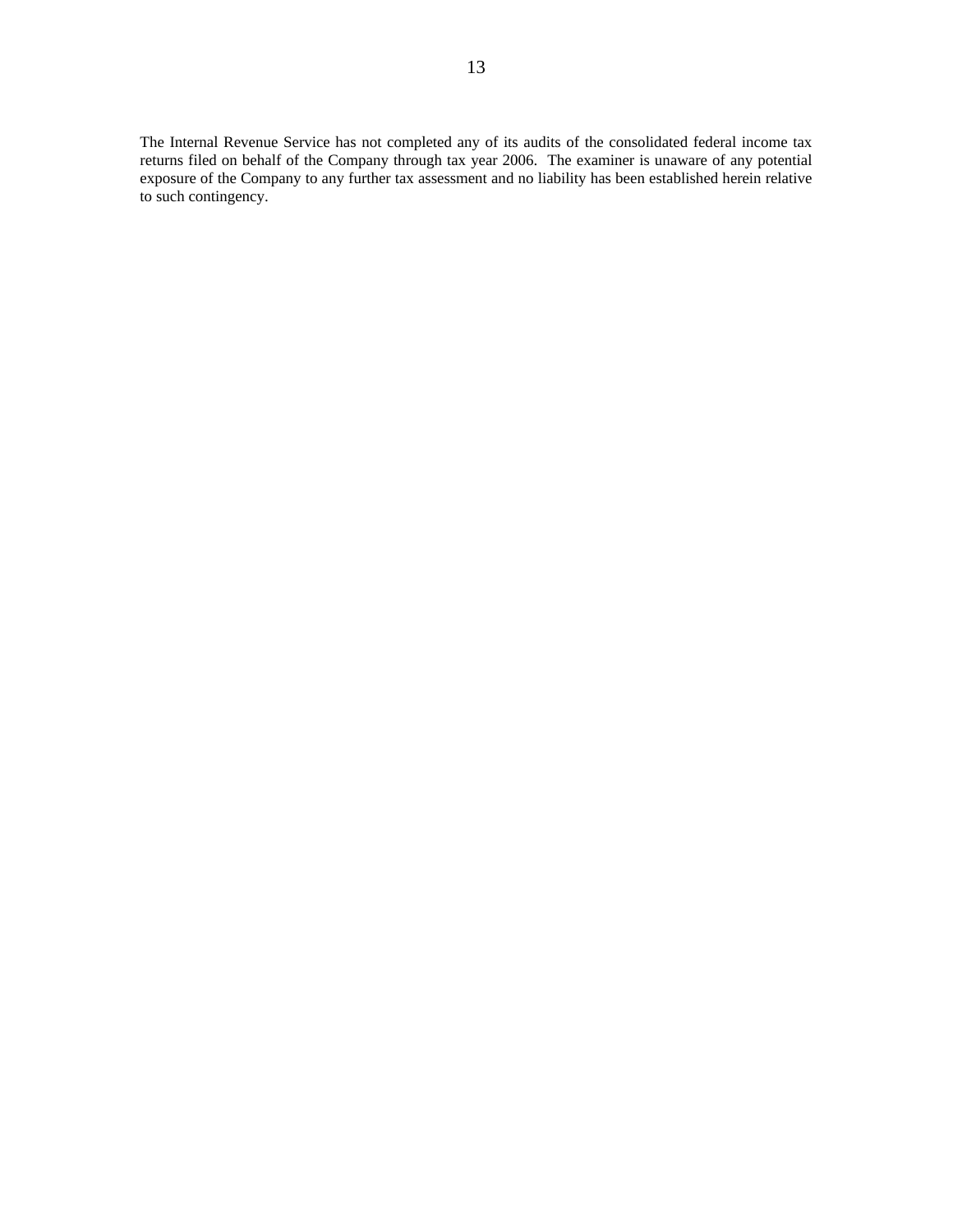The Internal Revenue Service has not completed any of its audits of the consolidated federal income tax returns filed on behalf of the Company through tax year 2006. The examiner is unaware of any potential exposure of the Company to any further tax assessment and no liability has been established herein relative to such contingency.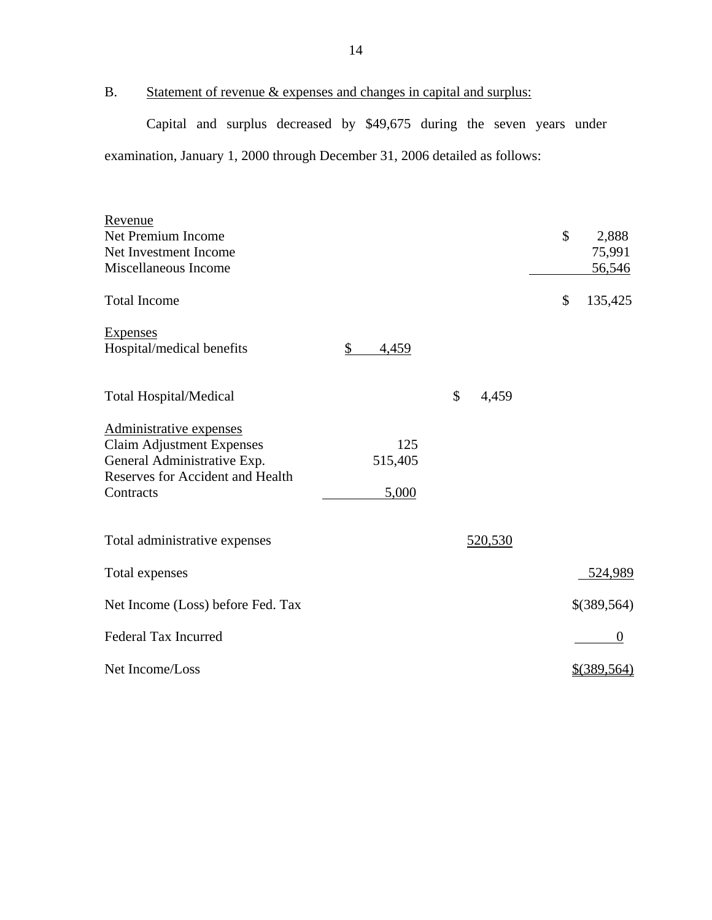B. Statement of revenue & expenses and changes in capital and surplus:

Capital and surplus decreased by $49,675 during the seven years under examination, January 1, 2000 through December 31, 2006 detailed as follows:

| | | | |
|---|---|---|---|
| Revenue | | | |
| Net Premium Income | | | $ 2,888 |
| Net Investment Income | | | 75,991 |
| Miscellaneous Income | | | 56,546 |
| Total Income | | | $ 135,425 |
| Expenses | | | |
| Hospital/medical benefits | $ 4,459 | | |
| Total Hospital/Medical | | $ 4,459 | |
| Administrative expenses | | | |
| Claim Adjustment Expenses | 125 | | |
| General Administrative Exp. | 515,405 | | |
| Reserves for Accident and Health Contracts | 5,000 | | |
| Total administrative expenses | | 520,530 | |
| Total expenses | | | 524,989 |
| Net Income (Loss) before Fed. Tax | | | $(389,564) |
| Federal Tax Incurred | | | 0 |
| Net Income/Loss | | | $(389,564) |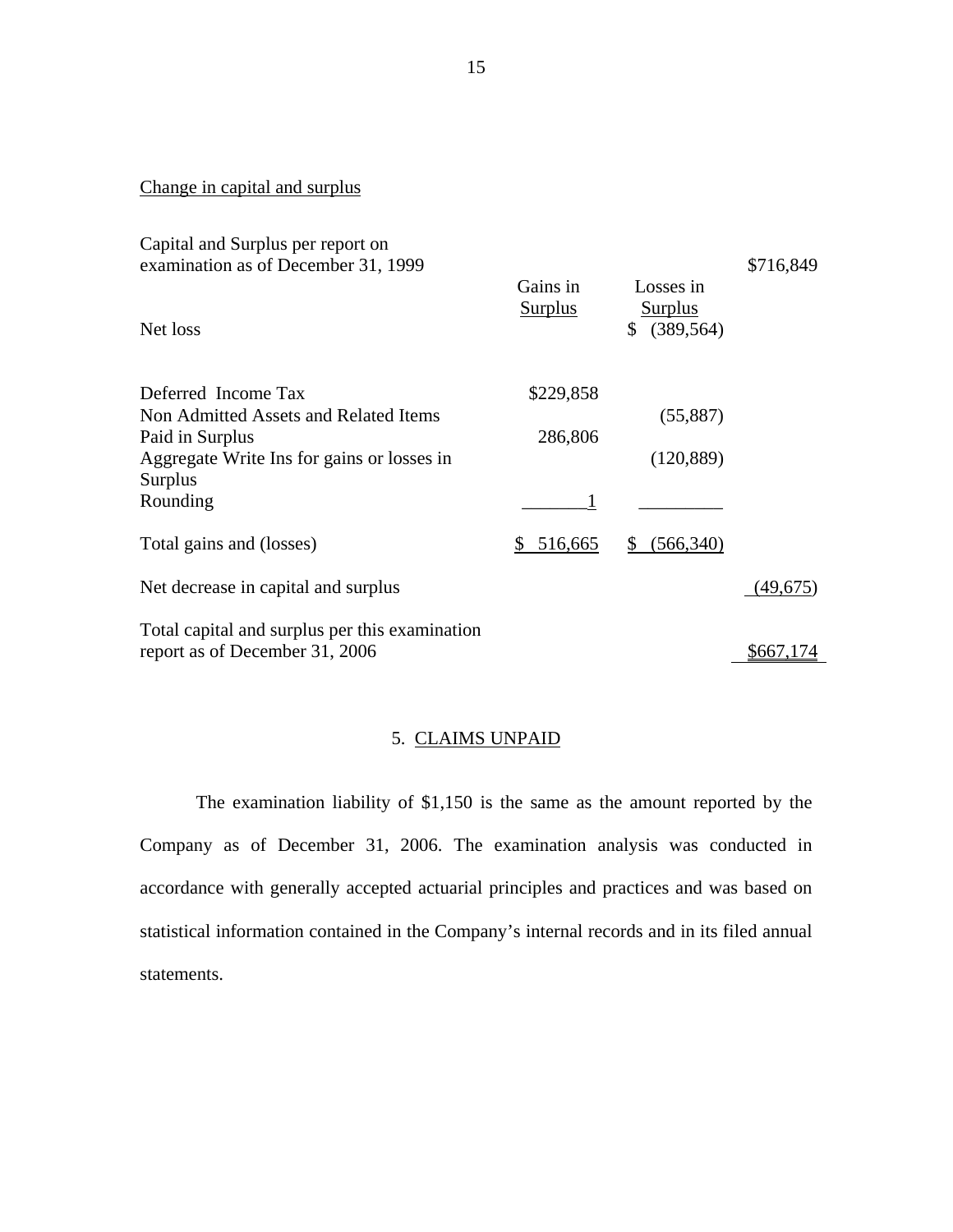Change in capital and surplus

| | Gains in Surplus | Losses in Surplus | |
|---|---|---|---|
| Capital and Surplus per report on examination as of December 31, 1999 | | | $716,849 |
| Net loss | | $ (389,564) | |
| Deferred Income Tax | $229,858 | | |
| Non Admitted Assets and Related Items | | (55,887) | |
| Paid in Surplus | 286,806 | | |
| Aggregate Write Ins for gains or losses in Surplus | | (120,889) | |
| Rounding | 1 | | |
| Total gains and (losses) | $ 516,665 | $ (566,340) | |
| Net decrease in capital and surplus | | | (49,675) |
| Total capital and surplus per this examination report as of December 31, 2006 | | | $667,174 |

## 5. CLAIMS UNPAID

The examination liability of $1,150 is the same as the amount reported by the Company as of December 31, 2006. The examination analysis was conducted in accordance with generally accepted actuarial principles and practices and was based on statistical information contained in the Company's internal records and in its filed annual statements.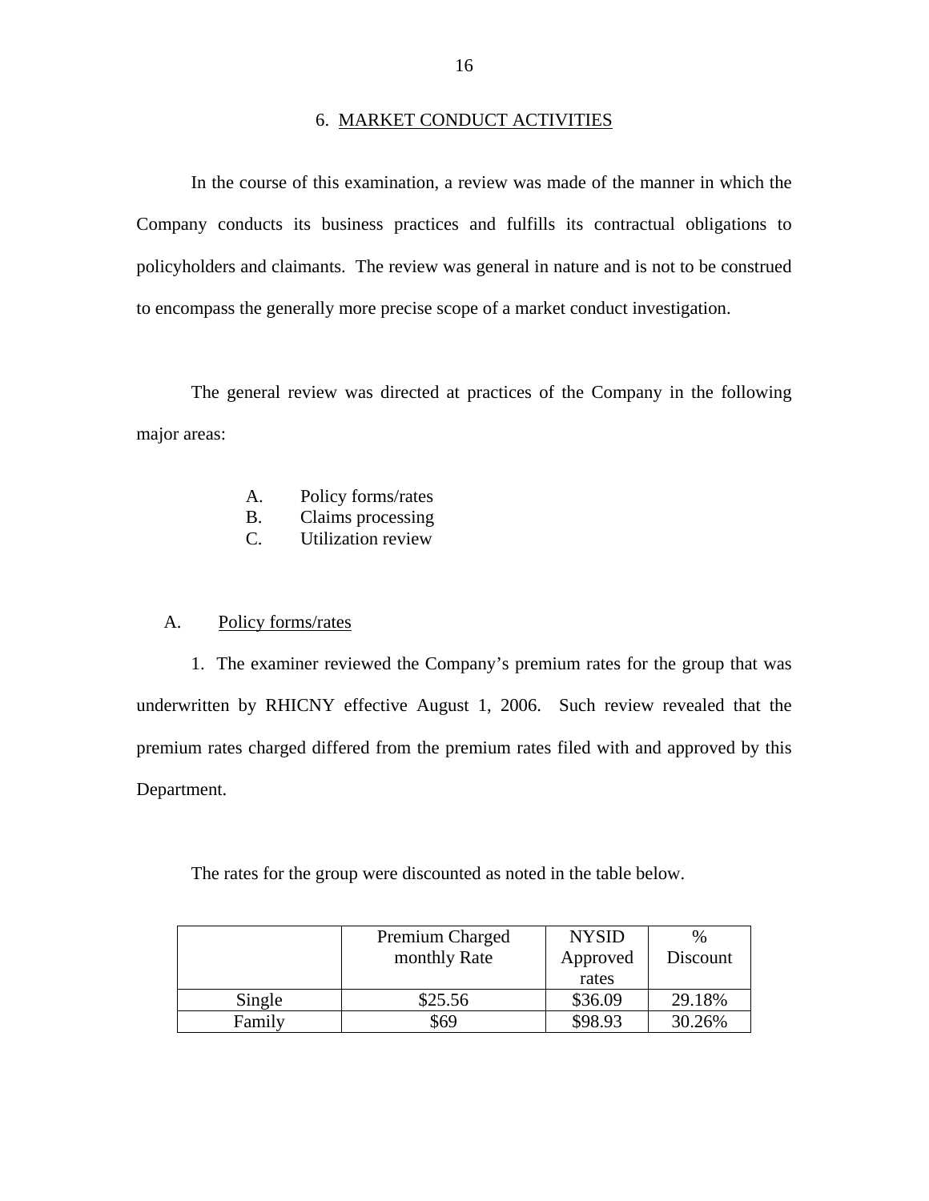## 6. MARKET CONDUCT ACTIVITIES

In the course of this examination, a review was made of the manner in which the Company conducts its business practices and fulfills its contractual obligations to policyholders and claimants. The review was general in nature and is not to be construed to encompass the generally more precise scope of a market conduct investigation.

The general review was directed at practices of the Company in the following major areas:

A. Policy forms/rates
B. Claims processing
C. Utilization review

### A. Policy forms/rates

1. The examiner reviewed the Company's premium rates for the group that was underwritten by RHICNY effective August 1, 2006. Such review revealed that the premium rates charged differed from the premium rates filed with and approved by this Department.

The rates for the group were discounted as noted in the table below.

| | Premium Charged monthly Rate | NYSID Approved rates | % Discount |
|---|---|---|---|
| Single | $25.56 | $36.09 | 29.18% |
| Family | $69 | $98.93 | 30.26% |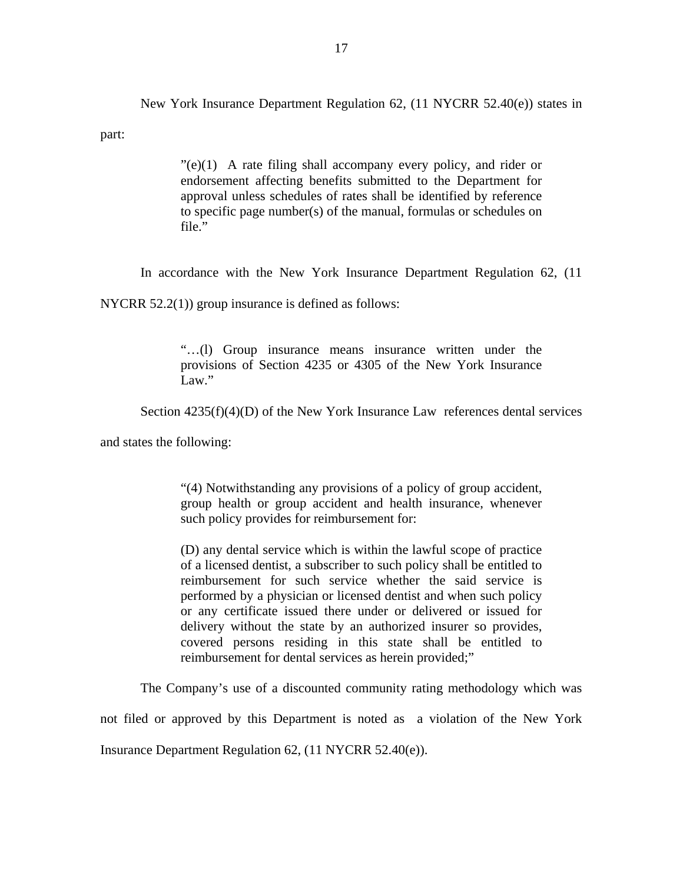New York Insurance Department Regulation 62, (11 NYCRR 52.40(e)) states in part:

> ”(e)(1) A rate filing shall accompany every policy, and rider or endorsement affecting benefits submitted to the Department for approval unless schedules of rates shall be identified by reference to specific page number(s) of the manual, formulas or schedules on file.”

In accordance with the New York Insurance Department Regulation 62, (11 NYCRR 52.2(1)) group insurance is defined as follows:

> “…(l) Group insurance means insurance written under the provisions of Section 4235 or 4305 of the New York Insurance Law.”

Section 4235(f)(4)(D) of the New York Insurance Law references dental services and states the following:

> “(4) Notwithstanding any provisions of a policy of group accident, group health or group accident and health insurance, whenever such policy provides for reimbursement for:
>
> (D) any dental service which is within the lawful scope of practice of a licensed dentist, a subscriber to such policy shall be entitled to reimbursement for such service whether the said service is performed by a physician or licensed dentist and when such policy or any certificate issued there under or delivered or issued for delivery without the state by an authorized insurer so provides, covered persons residing in this state shall be entitled to reimbursement for dental services as herein provided;”

The Company’s use of a discounted community rating methodology which was not filed or approved by this Department is noted as a violation of the New York Insurance Department Regulation 62, (11 NYCRR 52.40(e)).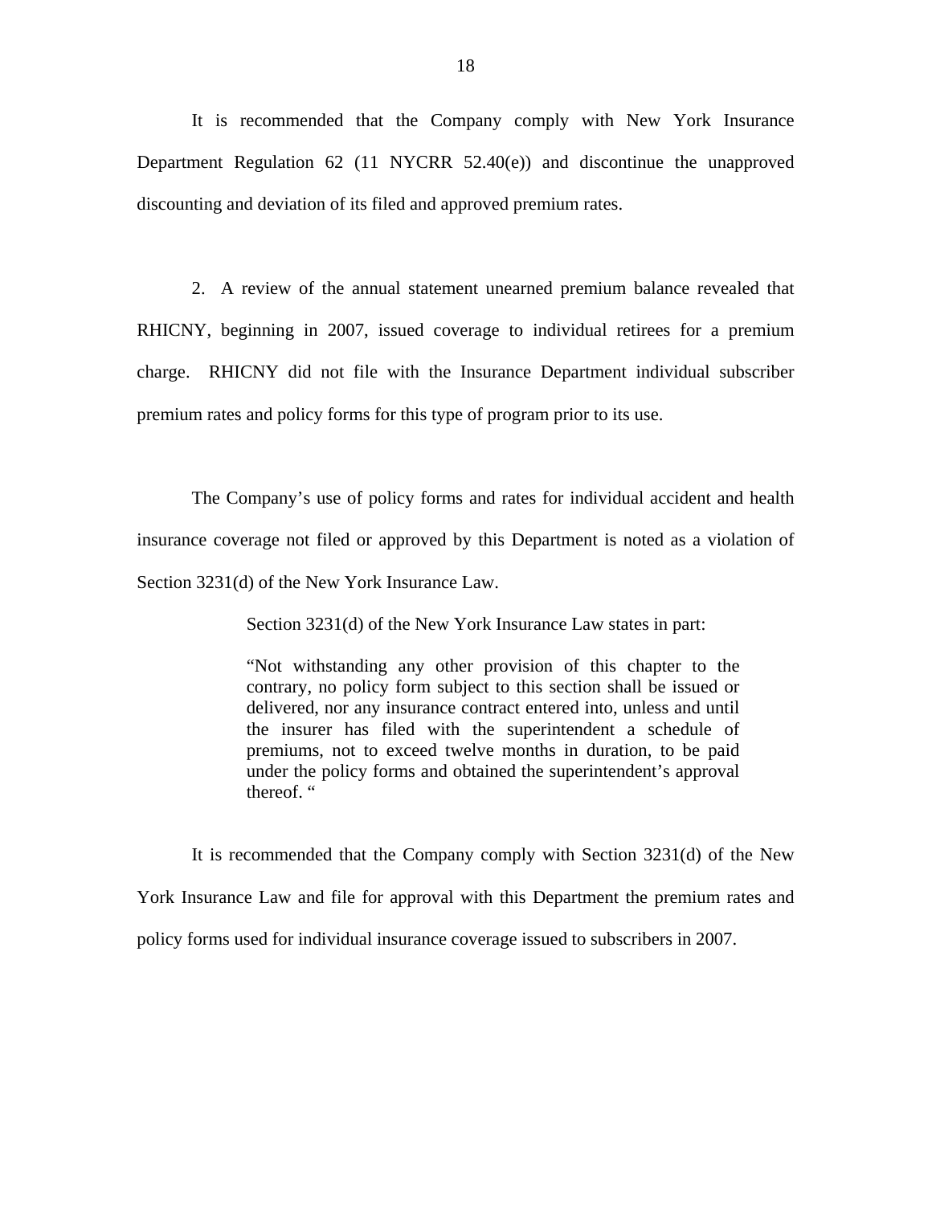It is recommended that the Company comply with New York Insurance Department Regulation 62 (11 NYCRR 52.40(e)) and discontinue the unapproved discounting and deviation of its filed and approved premium rates.

2. A review of the annual statement unearned premium balance revealed that RHICNY, beginning in 2007, issued coverage to individual retirees for a premium charge. RHICNY did not file with the Insurance Department individual subscriber premium rates and policy forms for this type of program prior to its use.

The Company's use of policy forms and rates for individual accident and health insurance coverage not filed or approved by this Department is noted as a violation of Section 3231(d) of the New York Insurance Law.

> Section 3231(d) of the New York Insurance Law states in part:
>
> "Not withstanding any other provision of this chapter to the contrary, no policy form subject to this section shall be issued or delivered, nor any insurance contract entered into, unless and until the insurer has filed with the superintendent a schedule of premiums, not to exceed twelve months in duration, to be paid under the policy forms and obtained the superintendent's approval thereof. "

It is recommended that the Company comply with Section 3231(d) of the New York Insurance Law and file for approval with this Department the premium rates and policy forms used for individual insurance coverage issued to subscribers in 2007.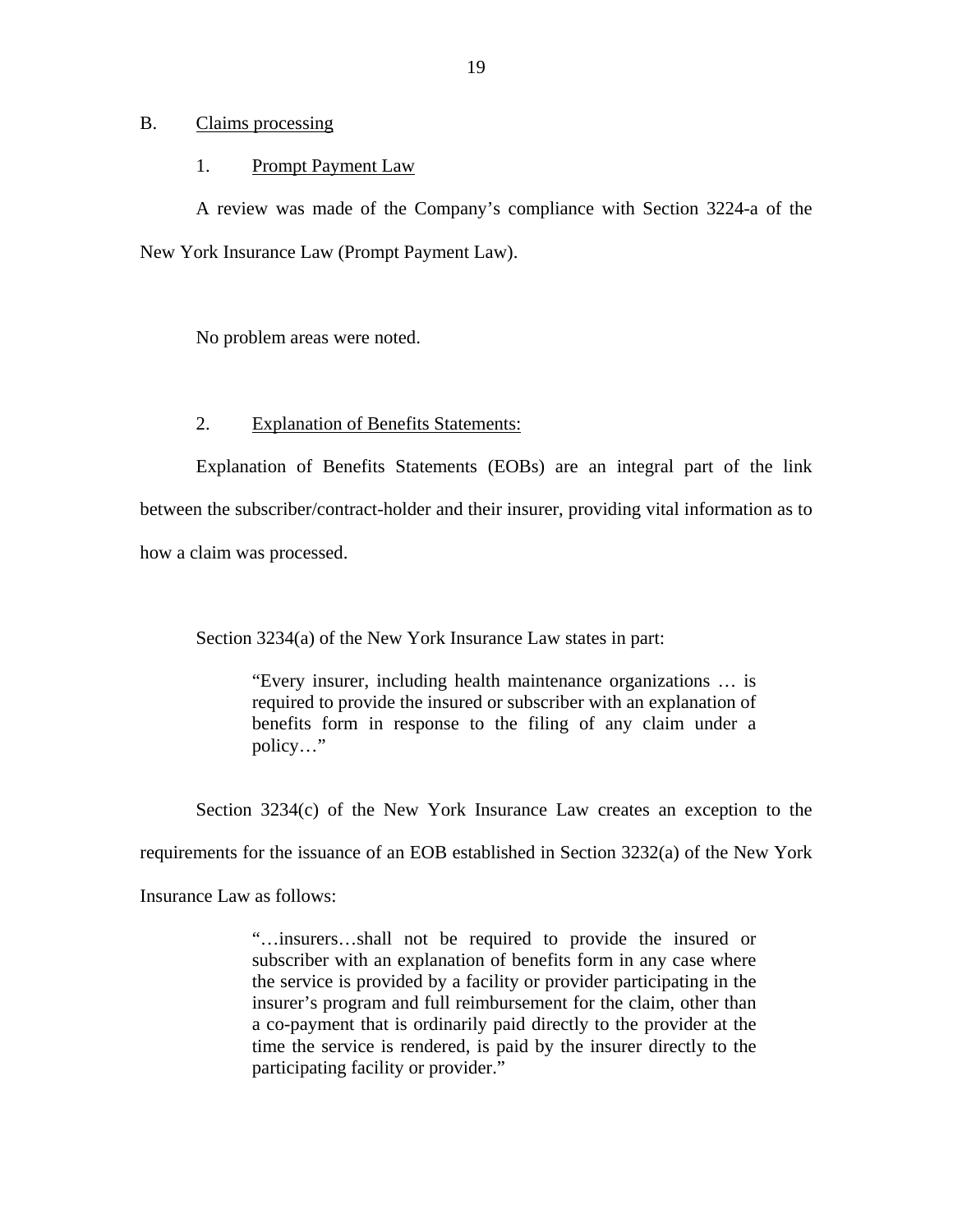B. Claims processing

1. Prompt Payment Law

A review was made of the Company's compliance with Section 3224-a of the New York Insurance Law (Prompt Payment Law).

No problem areas were noted.

2. Explanation of Benefits Statements:

Explanation of Benefits Statements (EOBs) are an integral part of the link between the subscriber/contract-holder and their insurer, providing vital information as to how a claim was processed.

Section 3234(a) of the New York Insurance Law states in part:

> "Every insurer, including health maintenance organizations … is required to provide the insured or subscriber with an explanation of benefits form in response to the filing of any claim under a policy…"

Section 3234(c) of the New York Insurance Law creates an exception to the requirements for the issuance of an EOB established in Section 3232(a) of the New York Insurance Law as follows:

> "…insurers…shall not be required to provide the insured or subscriber with an explanation of benefits form in any case where the service is provided by a facility or provider participating in the insurer's program and full reimbursement for the claim, other than a co-payment that is ordinarily paid directly to the provider at the time the service is rendered, is paid by the insurer directly to the participating facility or provider."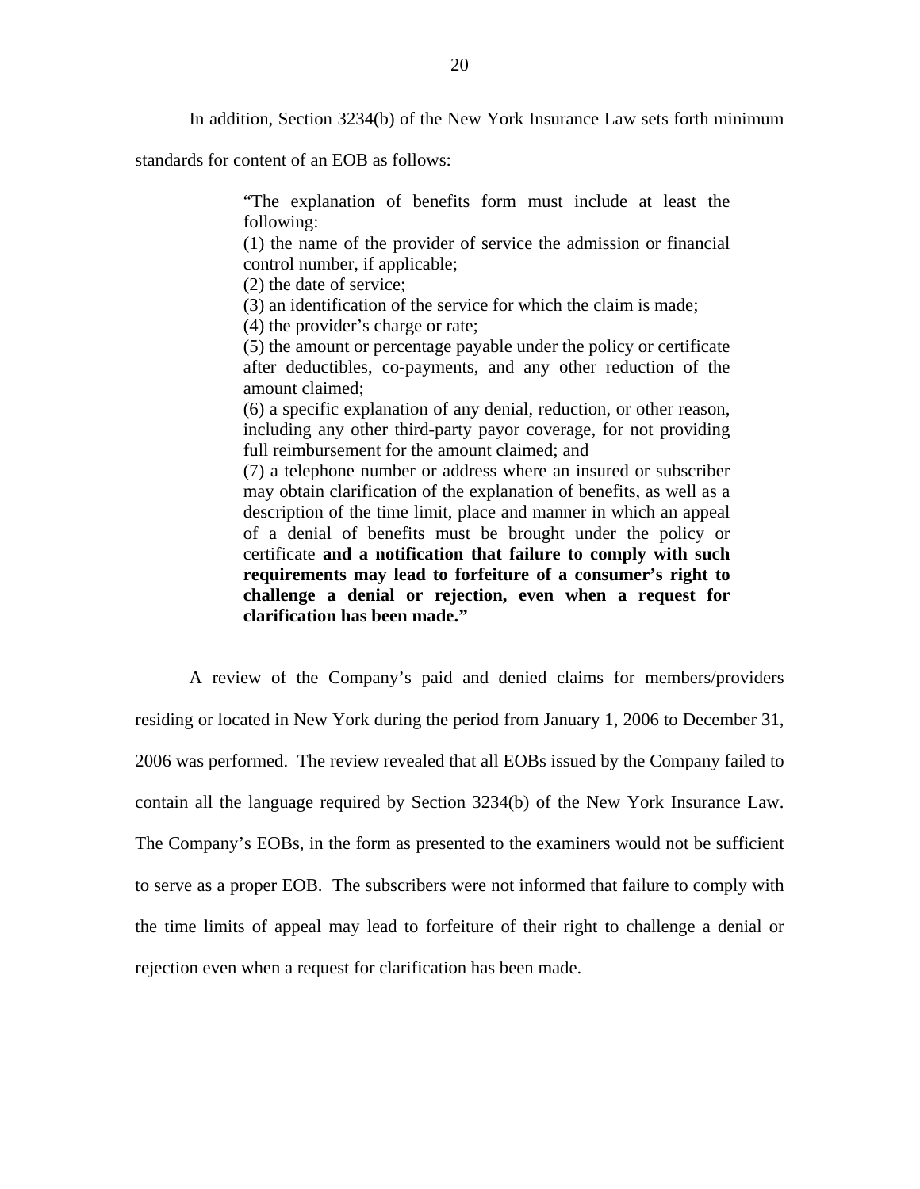In addition, Section 3234(b) of the New York Insurance Law sets forth minimum standards for content of an EOB as follows:

> "The explanation of benefits form must include at least the following:
> (1) the name of the provider of service the admission or financial control number, if applicable;
> (2) the date of service;
> (3) an identification of the service for which the claim is made;
> (4) the provider's charge or rate;
> (5) the amount or percentage payable under the policy or certificate after deductibles, co-payments, and any other reduction of the amount claimed;
> (6) a specific explanation of any denial, reduction, or other reason, including any other third-party payor coverage, for not providing full reimbursement for the amount claimed; and
> (7) a telephone number or address where an insured or subscriber may obtain clarification of the explanation of benefits, as well as a description of the time limit, place and manner in which an appeal of a denial of benefits must be brought under the policy or certificate **and a notification that failure to comply with such requirements may lead to forfeiture of a consumer's right to challenge a denial or rejection, even when a request for clarification has been made."**

A review of the Company's paid and denied claims for members/providers residing or located in New York during the period from January 1, 2006 to December 31, 2006 was performed. The review revealed that all EOBs issued by the Company failed to contain all the language required by Section 3234(b) of the New York Insurance Law. The Company's EOBs, in the form as presented to the examiners would not be sufficient to serve as a proper EOB. The subscribers were not informed that failure to comply with the time limits of appeal may lead to forfeiture of their right to challenge a denial or rejection even when a request for clarification has been made.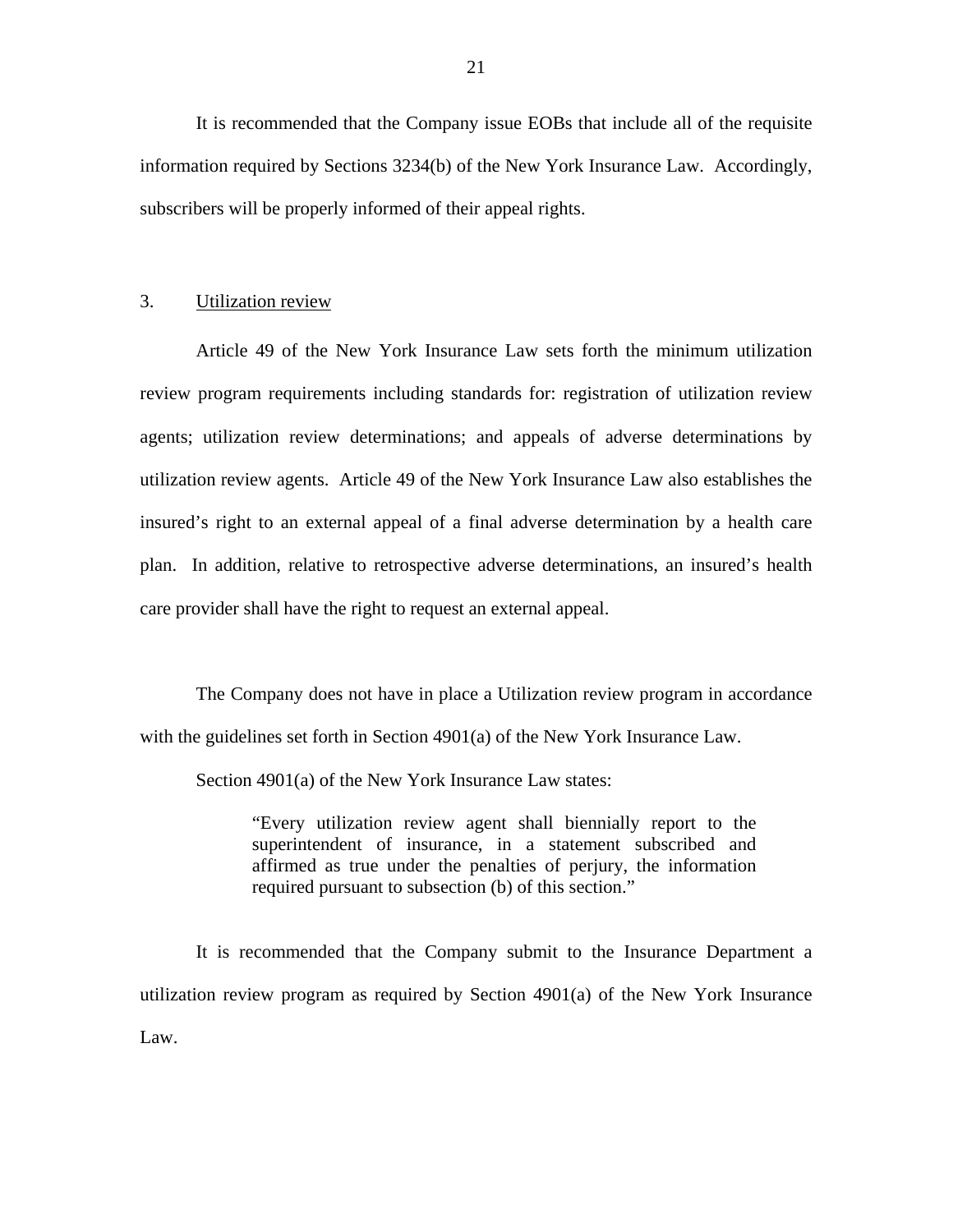It is recommended that the Company issue EOBs that include all of the requisite information required by Sections 3234(b) of the New York Insurance Law. Accordingly, subscribers will be properly informed of their appeal rights.

3. Utilization review

Article 49 of the New York Insurance Law sets forth the minimum utilization review program requirements including standards for: registration of utilization review agents; utilization review determinations; and appeals of adverse determinations by utilization review agents. Article 49 of the New York Insurance Law also establishes the insured's right to an external appeal of a final adverse determination by a health care plan. In addition, relative to retrospective adverse determinations, an insured's health care provider shall have the right to request an external appeal.

The Company does not have in place a Utilization review program in accordance with the guidelines set forth in Section 4901(a) of the New York Insurance Law.

Section 4901(a) of the New York Insurance Law states:

> "Every utilization review agent shall biennially report to the superintendent of insurance, in a statement subscribed and affirmed as true under the penalties of perjury, the information required pursuant to subsection (b) of this section."

It is recommended that the Company submit to the Insurance Department a utilization review program as required by Section 4901(a) of the New York Insurance Law.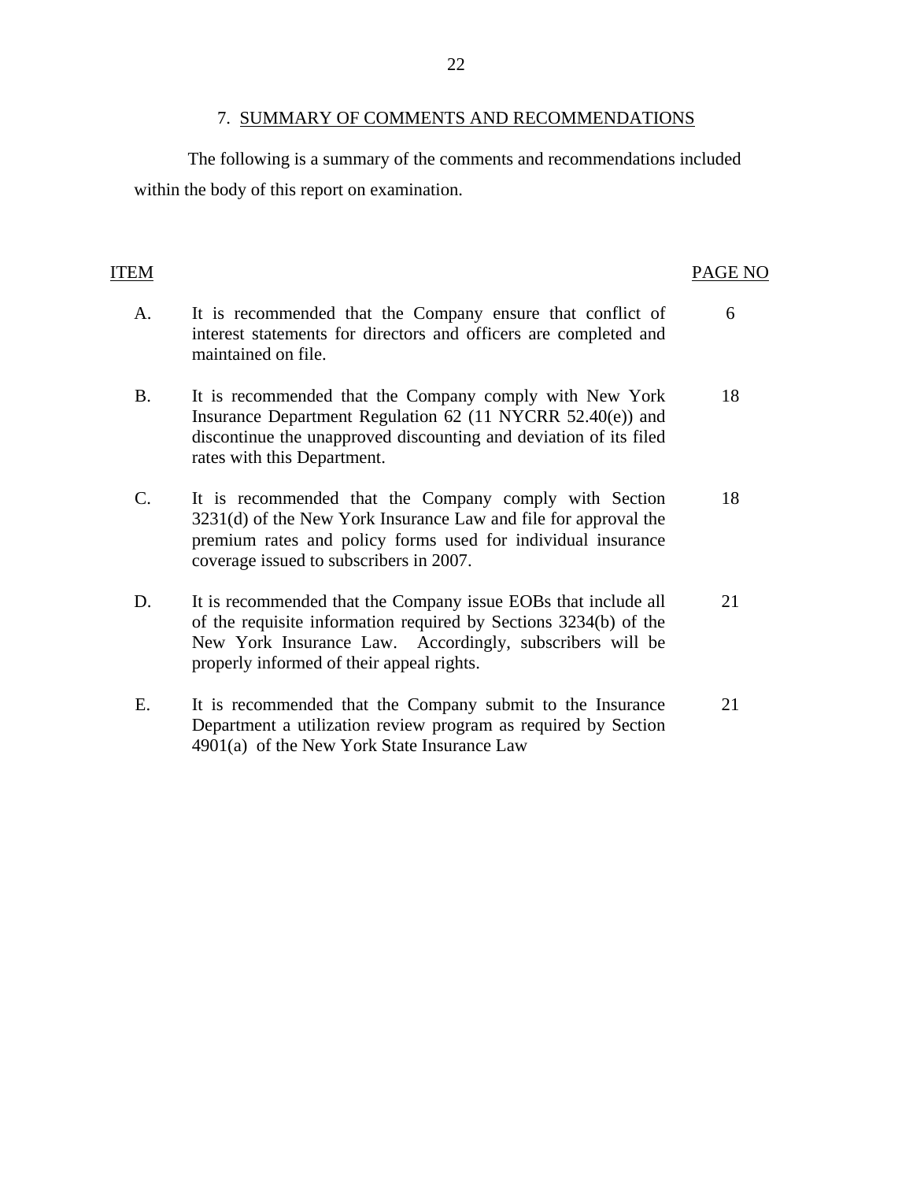## 7. SUMMARY OF COMMENTS AND RECOMMENDATIONS

The following is a summary of the comments and recommendations included within the body of this report on examination.

| ITEM | | PAGE NO |
|---|---|---|
| A. | It is recommended that the Company ensure that conflict of interest statements for directors and officers are completed and maintained on file. | 6 |
| B. | It is recommended that the Company comply with New York Insurance Department Regulation 62 (11 NYCRR 52.40(e)) and discontinue the unapproved discounting and deviation of its filed rates with this Department. | 18 |
| C. | It is recommended that the Company comply with Section 3231(d) of the New York Insurance Law and file for approval the premium rates and policy forms used for individual insurance coverage issued to subscribers in 2007. | 18 |
| D. | It is recommended that the Company issue EOBs that include all of the requisite information required by Sections 3234(b) of the New York Insurance Law. Accordingly, subscribers will be properly informed of their appeal rights. | 21 |
| E. | It is recommended that the Company submit to the Insurance Department a utilization review program as required by Section 4901(a) of the New York State Insurance Law | 21 |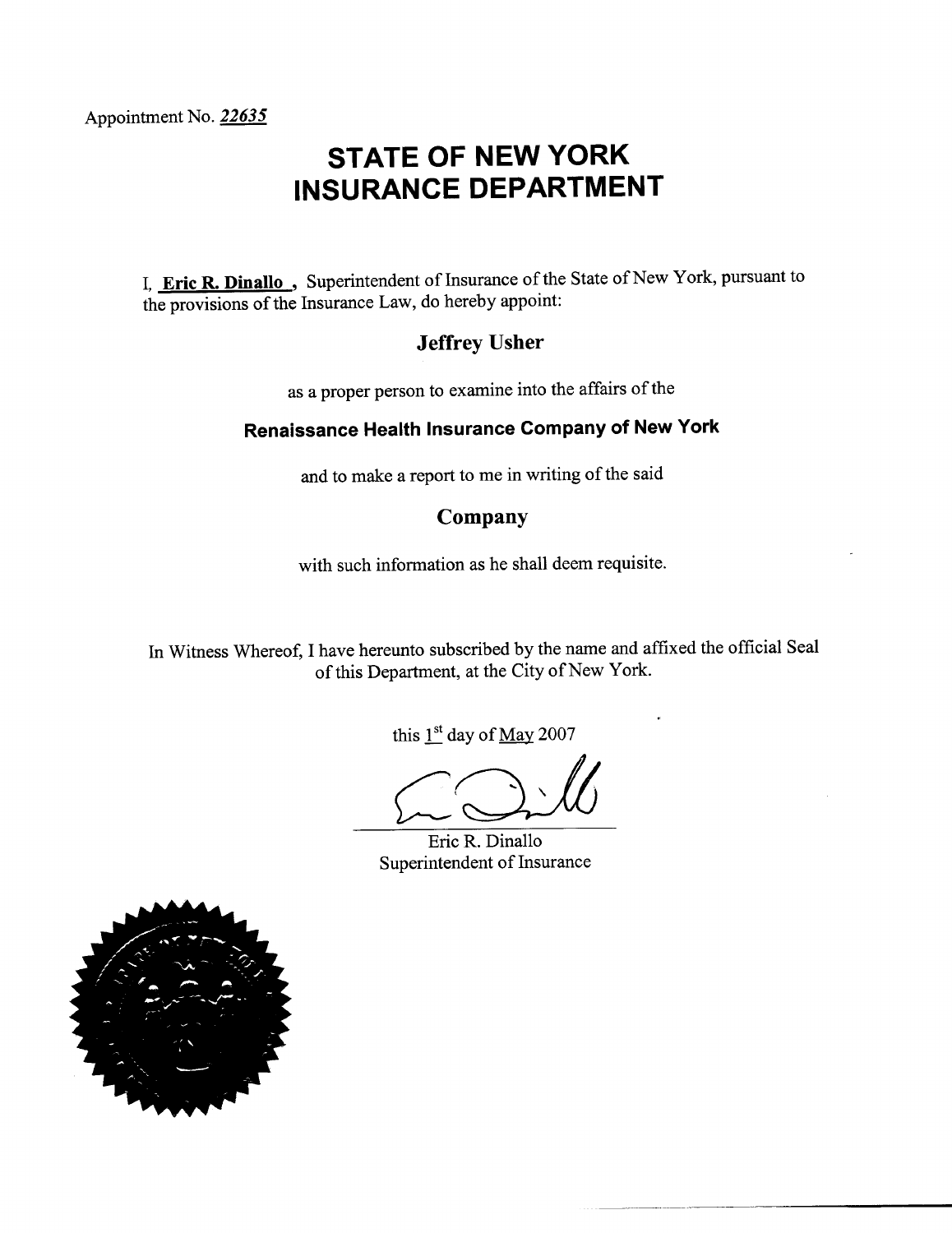Appointment No. *22635*

# STATE OF NEW YORK
# INSURANCE DEPARTMENT

I, **Eric R. Dinallo** , Superintendent of Insurance of the State of New York, pursuant to the provisions of the Insurance Law, do hereby appoint:

**Jeffrey Usher**

as a proper person to examine into the affairs of the

**Renaissance Health Insurance Company of New York**

and to make a report to me in writing of the said

**Company**

with such information as he shall deem requisite.

In Witness Whereof, I have hereunto subscribed by the name and affixed the official Seal of this Department, at the City of New York.

this 1st day of May 2007

Eric R. Dinallo
Superintendent of Insurance